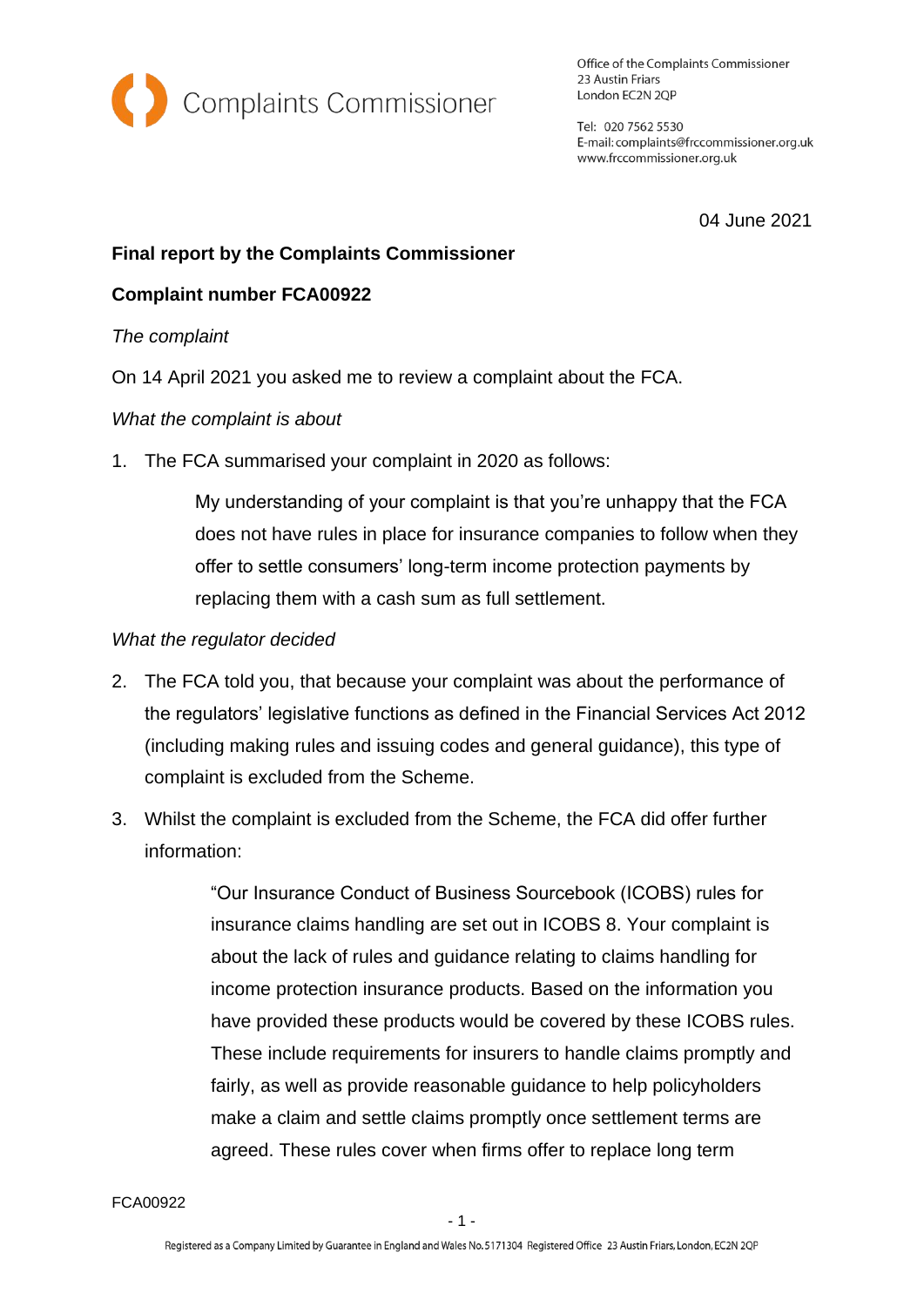Complaints Commissioner

Office of the Complaints Commissioner
23 Austin Friars
London EC2N 2QP

Tel: 020 7562 5530
E-mail: complaints@frccommissioner.org.uk
www.frccommissioner.org.uk

04 June 2021

**Final report by the Complaints Commissioner**

**Complaint number FCA00922**

*The complaint*

On 14 April 2021 you asked me to review a complaint about the FCA.

*What the complaint is about*

1. The FCA summarised your complaint in 2020 as follows:

   > My understanding of your complaint is that you're unhappy that the FCA does not have rules in place for insurance companies to follow when they offer to settle consumers' long-term income protection payments by replacing them with a cash sum as full settlement.

*What the regulator decided*

2. The FCA told you, that because your complaint was about the performance of the regulators' legislative functions as defined in the Financial Services Act 2012 (including making rules and issuing codes and general guidance), this type of complaint is excluded from the Scheme.

3. Whilst the complaint is excluded from the Scheme, the FCA did offer further information:

   > "Our Insurance Conduct of Business Sourcebook (ICOBS) rules for insurance claims handling are set out in ICOBS 8. Your complaint is about the lack of rules and guidance relating to claims handling for income protection insurance products. Based on the information you have provided these products would be covered by these ICOBS rules. These include requirements for insurers to handle claims promptly and fairly, as well as provide reasonable guidance to help policyholders make a claim and settle claims promptly once settlement terms are agreed. These rules cover when firms offer to replace long term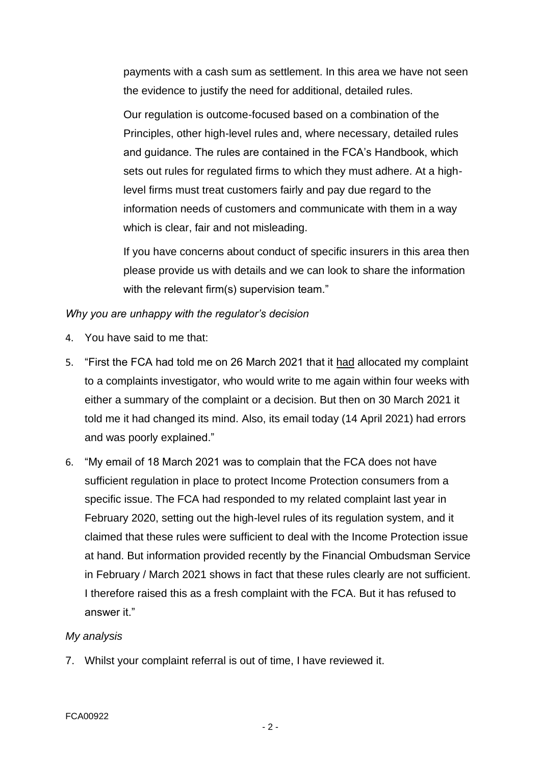payments with a cash sum as settlement. In this area we have not seen the evidence to justify the need for additional, detailed rules.

Our regulation is outcome-focused based on a combination of the Principles, other high-level rules and, where necessary, detailed rules and guidance. The rules are contained in the FCA's Handbook, which sets out rules for regulated firms to which they must adhere. At a high-level firms must treat customers fairly and pay due regard to the information needs of customers and communicate with them in a way which is clear, fair and not misleading.

If you have concerns about conduct of specific insurers in this area then please provide us with details and we can look to share the information with the relevant firm(s) supervision team."

*Why you are unhappy with the regulator's decision*

4. You have said to me that:
5. "First the FCA had told me on 26 March 2021 that it had allocated my complaint to a complaints investigator, who would write to me again within four weeks with either a summary of the complaint or a decision. But then on 30 March 2021 it told me it had changed its mind. Also, its email today (14 April 2021) had errors and was poorly explained."
6. "My email of 18 March 2021 was to complain that the FCA does not have sufficient regulation in place to protect Income Protection consumers from a specific issue. The FCA had responded to my related complaint last year in February 2020, setting out the high-level rules of its regulation system, and it claimed that these rules were sufficient to deal with the Income Protection issue at hand. But information provided recently by the Financial Ombudsman Service in February / March 2021 shows in fact that these rules clearly are not sufficient. I therefore raised this as a fresh complaint with the FCA. But it has refused to answer it."

*My analysis*

7. Whilst your complaint referral is out of time, I have reviewed it.

FCA00922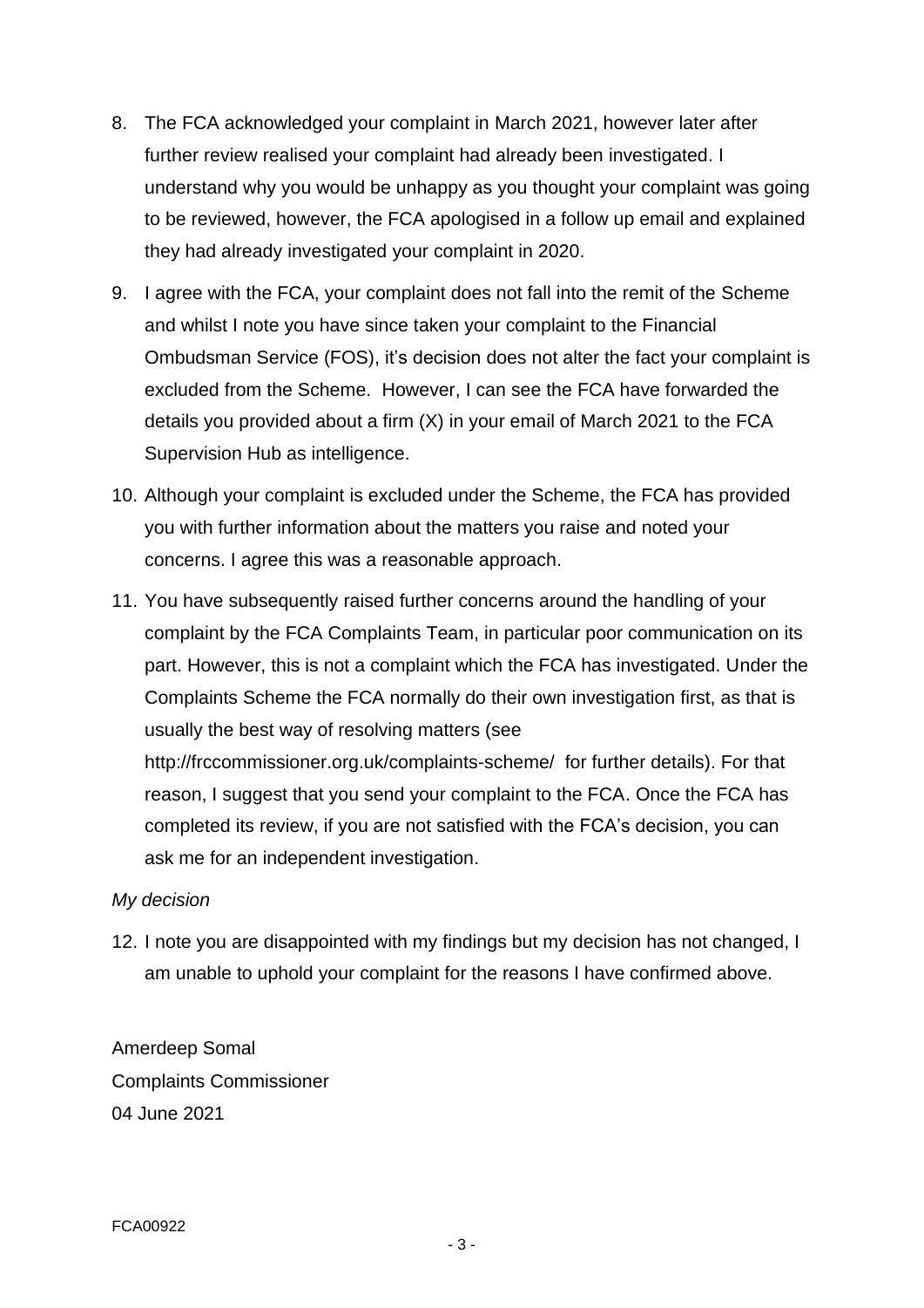8. The FCA acknowledged your complaint in March 2021, however later after further review realised your complaint had already been investigated. I understand why you would be unhappy as you thought your complaint was going to be reviewed, however, the FCA apologised in a follow up email and explained they had already investigated your complaint in 2020.

9. I agree with the FCA, your complaint does not fall into the remit of the Scheme and whilst I note you have since taken your complaint to the Financial Ombudsman Service (FOS), it's decision does not alter the fact your complaint is excluded from the Scheme. However, I can see the FCA have forwarded the details you provided about a firm (X) in your email of March 2021 to the FCA Supervision Hub as intelligence.

10. Although your complaint is excluded under the Scheme, the FCA has provided you with further information about the matters you raise and noted your concerns. I agree this was a reasonable approach.

11. You have subsequently raised further concerns around the handling of your complaint by the FCA Complaints Team, in particular poor communication on its part. However, this is not a complaint which the FCA has investigated. Under the Complaints Scheme the FCA normally do their own investigation first, as that is usually the best way of resolving matters (see http://frccommissioner.org.uk/complaints-scheme/ for further details). For that reason, I suggest that you send your complaint to the FCA. Once the FCA has completed its review, if you are not satisfied with the FCA's decision, you can ask me for an independent investigation.

*My decision*

12. I note you are disappointed with my findings but my decision has not changed, I am unable to uphold your complaint for the reasons I have confirmed above.

Amerdeep Somal
Complaints Commissioner
04 June 2021

FCA00922